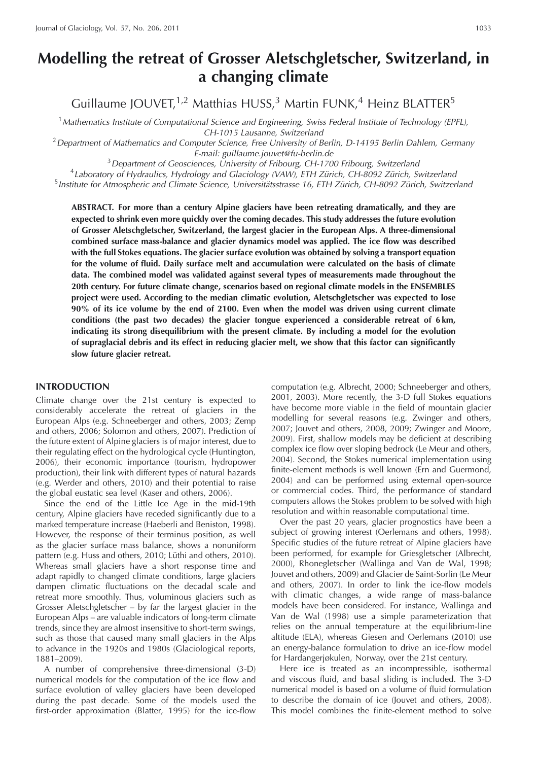# Modelling the retreat of Grosser Aletschgletscher, Switzerland, in a changing climate

Guillaume JOUVET,[1,2] Matthias HUSS,[3] Martin FUNK,[4] Heinz BLATTER[5]

[1] *Mathematics Institute of Computational Science and Engineering, Swiss Federal Institute of Technology (EPFL), CH-1015 Lausanne, Switzerland*

[2] *Department of Mathematics and Computer Science, Free University of Berlin, D-14195 Berlin Dahlem, Germany*
*E-mail: guillaume.jouvet@fu-berlin.de*

[3] *Department of Geosciences, University of Fribourg, CH-1700 Fribourg, Switzerland*

[4] *Laboratory of Hydraulics, Hydrology and Glaciology (VAW), ETH Zürich, CH-8092 Zürich, Switzerland*

[5] *Institute for Atmospheric and Climate Science, Universitätsstrasse 16, ETH Zürich, CH-8092 Zürich, Switzerland*

**ABSTRACT. For more than a century Alpine glaciers have been retreating dramatically, and they are expected to shrink even more quickly over the coming decades. This study addresses the future evolution of Grosser Aletschgletscher, Switzerland, the largest glacier in the European Alps. A three-dimensional combined surface mass-balance and glacier dynamics model was applied. The ice flow was described with the full Stokes equations. The glacier surface evolution was obtained by solving a transport equation for the volume of fluid. Daily surface melt and accumulation were calculated on the basis of climate data. The combined model was validated against several types of measurements made throughout the 20th century. For future climate change, scenarios based on regional climate models in the ENSEMBLES project were used. According to the median climatic evolution, Aletschgletscher was expected to lose 90% of its ice volume by the end of 2100. Even when the model was driven using current climate conditions (the past two decades) the glacier tongue experienced a considerable retreat of 6 km, indicating its strong disequilibrium with the present climate. By including a model for the evolution of supraglacial debris and its effect in reducing glacier melt, we show that this factor can significantly slow future glacier retreat.**

## INTRODUCTION

Climate change over the 21st century is expected to considerably accelerate the retreat of glaciers in the European Alps (e.g. Schneeberger and others, 2003; Zemp and others, 2006; Solomon and others, 2007). Prediction of the future extent of Alpine glaciers is of major interest, due to their regulating effect on the hydrological cycle (Huntington, 2006), their economic importance (tourism, hydropower production), their link with different types of natural hazards (e.g. Werder and others, 2010) and their potential to raise the global eustatic sea level (Kaser and others, 2006).

Since the end of the Little Ice Age in the mid-19th century, Alpine glaciers have receded significantly due to a marked temperature increase (Haeberli and Beniston, 1998). However, the response of their terminus position, as well as the glacier surface mass balance, shows a nonuniform pattern (e.g. Huss and others, 2010; Lüthi and others, 2010). Whereas small glaciers have a short response time and adapt rapidly to changed climate conditions, large glaciers dampen climatic fluctuations on the decadal scale and retreat more smoothly. Thus, voluminous glaciers such as Grosser Aletschgletscher – by far the largest glacier in the European Alps – are valuable indicators of long-term climate trends, since they are almost insensitive to short-term swings, such as those that caused many small glaciers in the Alps to advance in the 1920s and 1980s (Glaciological reports, 1881–2009).

A number of comprehensive three-dimensional (3-D) numerical models for the computation of the ice flow and surface evolution of valley glaciers have been developed during the past decade. Some of the models used the first-order approximation (Blatter, 1995) for the ice-flow computation (e.g. Albrecht, 2000; Schneeberger and others, 2001, 2003). More recently, the 3-D full Stokes equations have become more viable in the field of mountain glacier modelling for several reasons (e.g. Zwinger and others, 2007; Jouvet and others, 2008, 2009; Zwinger and Moore, 2009). First, shallow models may be deficient at describing complex ice flow over sloping bedrock (Le Meur and others, 2004). Second, the Stokes numerical implementation using finite-element methods is well known (Ern and Guermond, 2004) and can be performed using external open-source or commercial codes. Third, the performance of standard computers allows the Stokes problem to be solved with high resolution and within reasonable computational time.

Over the past 20 years, glacier prognostics have been a subject of growing interest (Oerlemans and others, 1998). Specific studies of the future retreat of Alpine glaciers have been performed, for example for Griesgletscher (Albrecht, 2000), Rhonegletscher (Wallinga and Van de Wal, 1998; Jouvet and others, 2009) and Glacier de Saint-Sorlin (Le Meur and others, 2007). In order to link the ice-flow models with climatic changes, a wide range of mass-balance models have been considered. For instance, Wallinga and Van de Wal (1998) use a simple parameterization that relies on the annual temperature at the equilibrium-line altitude (ELA), whereas Giesen and Oerlemans (2010) use an energy-balance formulation to drive an ice-flow model for Hardangerjøkulen, Norway, over the 21st century.

Here ice is treated as an incompressible, isothermal and viscous fluid, and basal sliding is included. The 3-D numerical model is based on a volume of fluid formulation to describe the domain of ice (Jouvet and others, 2008). This model combines the finite-element method to solve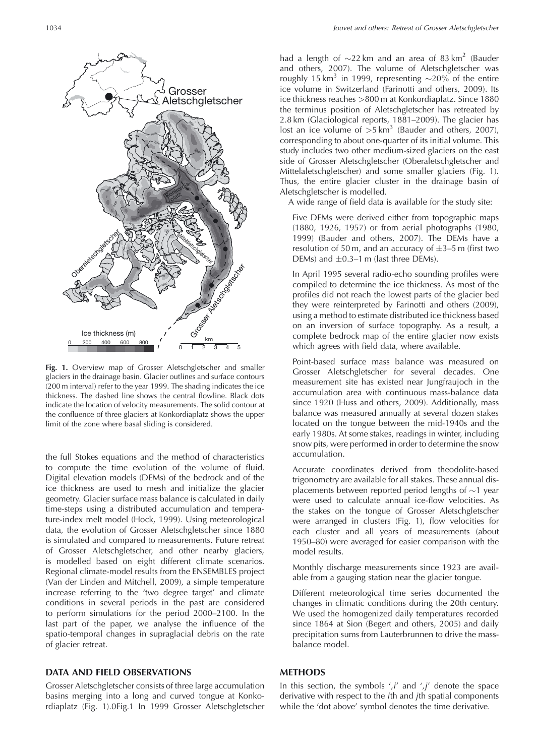**Fig. 1.** Overview map of Grosser Aletschgletscher and smaller glaciers in the drainage basin. Glacier outlines and surface contours (200 m interval) refer to the year 1999. The shading indicates the ice thickness. The dashed line shows the central flowline. Black dots indicate the location of velocity measurements. The solid contour at the confluence of three glaciers at Konkordiaplatz shows the upper limit of the zone where basal sliding is considered.

the full Stokes equations and the method of characteristics to compute the time evolution of the volume of fluid. Digital elevation models (DEMs) of the bedrock and of the ice thickness are used to mesh and initialize the glacier geometry. Glacier surface mass balance is calculated in daily time-steps using a distributed accumulation and temperature-index melt model (Hock, 1999). Using meteorological data, the evolution of Grosser Aletschgletscher since 1880 is simulated and compared to measurements. Future retreat of Grosser Aletschgletscher, and other nearby glaciers, is modelled based on eight different climate scenarios. Regional climate-model results from the ENSEMBLES project (Van der Linden and Mitchell, 2009), a simple temperature increase referring to the 'two degree target' and climate conditions in several periods in the past are considered to perform simulations for the period 2000–2100. In the last part of the paper, we analyse the influence of the spatio-temporal changes in supraglacial debris on the rate of glacier retreat.

## DATA AND FIELD OBSERVATIONS

Grosser Aletschgletscher consists of three large accumulation basins merging into a long and curved tongue at Konkordiaplatz (Fig. 1). In 1999 Grosser Aletschgletscher had a length of $\sim$22 km and an area of 83 km$^2$ (Bauder and others, 2007). The volume of Aletschgletscher was roughly 15 km$^3$ in 1999, representing $\sim$20% of the entire ice volume in Switzerland (Farinotti and others, 2009). Its ice thickness reaches >800 m at Konkordiaplatz. Since 1880 the terminus position of Aletschgletscher has retreated by 2.8 km (Glaciological reports, 1881–2009). The glacier has lost an ice volume of >5 km$^3$ (Bauder and others, 2007), corresponding to about one-quarter of its initial volume. This study includes two other medium-sized glaciers on the east side of Grosser Aletschgletscher (Oberaletschgletscher and Mittelaletschgletscher) and some smaller glaciers (Fig. 1). Thus, the entire glacier cluster in the drainage basin of Aletschgletscher is modelled.

A wide range of field data is available for the study site:

Five DEMs were derived either from topographic maps (1880, 1926, 1957) or from aerial photographs (1980, 1999) (Bauder and others, 2007). The DEMs have a resolution of 50 m, and an accuracy of $\pm$3–5 m (first two DEMs) and $\pm$0.3–1 m (last three DEMs).

In April 1995 several radio-echo sounding profiles were compiled to determine the ice thickness. As most of the profiles did not reach the lowest parts of the glacier bed they were reinterpreted by Farinotti and others (2009), using a method to estimate distributed ice thickness based on an inversion of surface topography. As a result, a complete bedrock map of the entire glacier now exists which agrees with field data, where available.

Point-based surface mass balance was measured on Grosser Aletschgletscher for several decades. One measurement site has existed near Jungfraujoch in the accumulation area with continuous mass-balance data since 1920 (Huss and others, 2009). Additionally, mass balance was measured annually at several dozen stakes located on the tongue between the mid-1940s and the early 1980s. At some stakes, readings in winter, including snow pits, were performed in order to determine the snow accumulation.

Accurate coordinates derived from theodolite-based trigonometry are available for all stakes. These annual displacements between reported period lengths of $\sim$1 year were used to calculate annual ice-flow velocities. As the stakes on the tongue of Grosser Aletschgletscher were arranged in clusters (Fig. 1), flow velocities for each cluster and all years of measurements (about 1950–80) were averaged for easier comparison with the model results.

Monthly discharge measurements since 1923 are available from a gauging station near the glacier tongue.

Different meteorological time series documented the changes in climatic conditions during the 20th century. We used the homogenized daily temperatures recorded since 1864 at Sion (Begert and others, 2005) and daily precipitation sums from Lauterbrunnen to drive the mass-balance model.

## METHODS

In this section, the symbols '$,i$' and '$,j$' denote the space derivative with respect to the $i$th and $j$th spatial components while the 'dot above' symbol denotes the time derivative.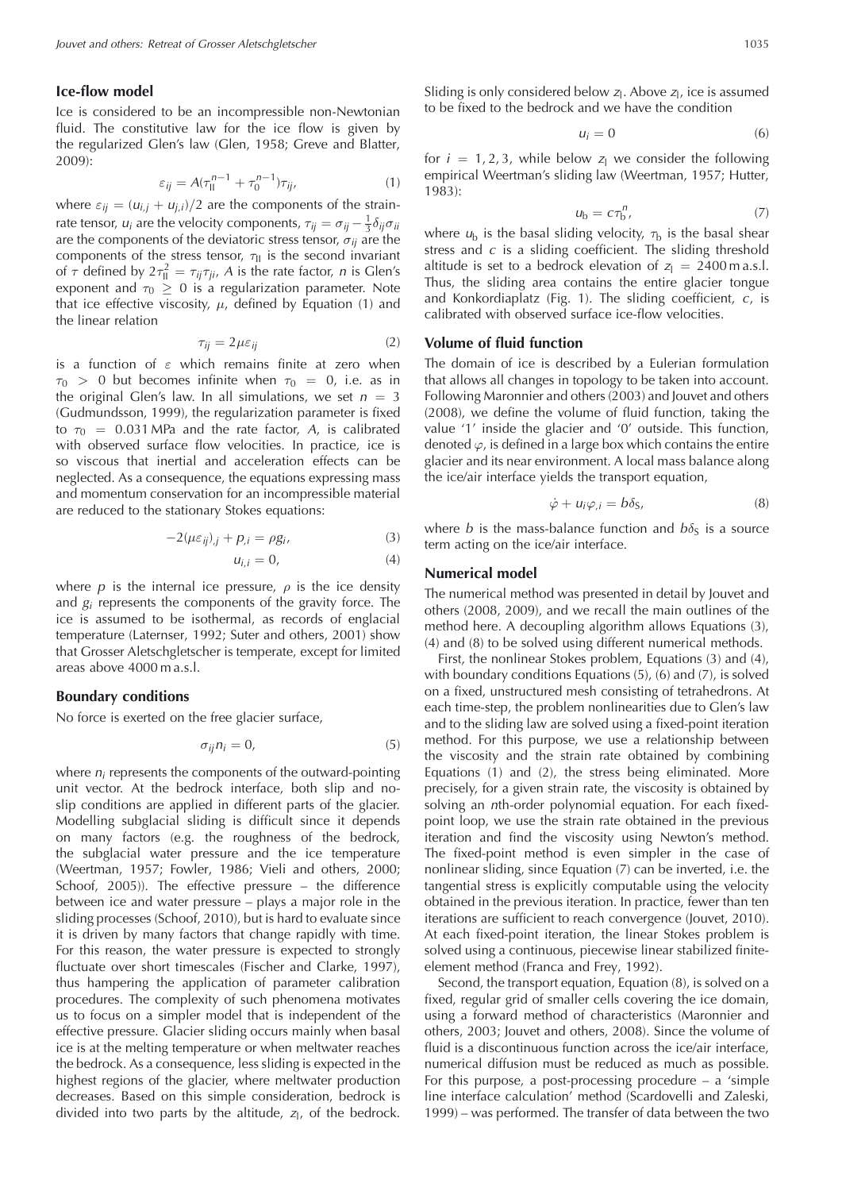## Ice-flow model

Ice is considered to be an incompressible non-Newtonian fluid. The constitutive law for the ice flow is given by the regularized Glen's law (Glen, 1958; Greve and Blatter, 2009):

$$\varepsilon_{ij} = A(\tau_{\mathrm{II}}^{n-1} + \tau_0^{n-1})\tau_{ij}, \tag{1}$$

where $\varepsilon_{ij} = (u_{i,j} + u_{j,i})/2$ are the components of the strain-rate tensor, $u_i$ are the velocity components, $\tau_{ij} = \sigma_{ij} - \frac{1}{3}\delta_{ij}\sigma_{ii}$ are the components of the deviatoric stress tensor, $\sigma_{ij}$ are the components of the stress tensor, $\tau_{\mathrm{II}}$ is the second invariant of $\tau$ defined by $2\tau_{\mathrm{II}}^2 = \tau_{ij}\tau_{ji}$, $A$ is the rate factor, $n$ is Glen's exponent and $\tau_0 \geq 0$ is a regularization parameter. Note that ice effective viscosity, $\mu$, defined by Equation (1) and the linear relation

$$\tau_{ij} = 2\mu\varepsilon_{ij} \tag{2}$$

is a function of $\varepsilon$ which remains finite at zero when $\tau_0 > 0$ but becomes infinite when $\tau_0 = 0$, i.e. as in the original Glen's law. In all simulations, we set $n = 3$ (Gudmundsson, 1999), the regularization parameter is fixed to $\tau_0 = 0.031$ MPa and the rate factor, $A$, is calibrated with observed surface flow velocities. In practice, ice is so viscous that inertial and acceleration effects can be neglected. As a consequence, the equations expressing mass and momentum conservation for an incompressible material are reduced to the stationary Stokes equations:

$$-2(\mu\varepsilon_{ij})_{,j} + p_{,i} = \rho g_i, \tag{3}$$

$$u_{i,i} = 0, \tag{4}$$

where $p$ is the internal ice pressure, $\rho$ is the ice density and $g_i$ represents the components of the gravity force. The ice is assumed to be isothermal, as records of englacial temperature (Laternser, 1992; Suter and others, 2001) show that Grosser Aletschgletscher is temperate, except for limited areas above 4000 m a.s.l.

## Boundary conditions

No force is exerted on the free glacier surface,

$$\sigma_{ij}n_i = 0, \tag{5}$$

where $n_i$ represents the components of the outward-pointing unit vector. At the bedrock interface, both slip and no-slip conditions are applied in different parts of the glacier. Modelling subglacial sliding is difficult since it depends on many factors (e.g. the roughness of the bedrock, the subglacial water pressure and the ice temperature (Weertman, 1957; Fowler, 1986; Vieli and others, 2000; Schoof, 2005)). The effective pressure – the difference between ice and water pressure – plays a major role in the sliding processes (Schoof, 2010), but is hard to evaluate since it is driven by many factors that change rapidly with time. For this reason, the water pressure is expected to strongly fluctuate over short timescales (Fischer and Clarke, 1997), thus hampering the application of parameter calibration procedures. The complexity of such phenomena motivates us to focus on a simpler model that is independent of the effective pressure. Glacier sliding occurs mainly when basal ice is at the melting temperature or when meltwater reaches the bedrock. As a consequence, less sliding is expected in the highest regions of the glacier, where meltwater production decreases. Based on this simple consideration, bedrock is divided into two parts by the altitude, $z_l$, of the bedrock. Sliding is only considered below $z_l$. Above $z_l$, ice is assumed to be fixed to the bedrock and we have the condition

$$u_i = 0 \tag{6}$$

for $i = 1, 2, 3$, while below $z_l$ we consider the following empirical Weertman's sliding law (Weertman, 1957; Hutter, 1983):

$$u_b = c\tau_b^n, \tag{7}$$

where $u_b$ is the basal sliding velocity, $\tau_b$ is the basal shear stress and $c$ is a sliding coefficient. The sliding threshold altitude is set to a bedrock elevation of $z_l = 2400$ m a.s.l. Thus, the sliding area contains the entire glacier tongue and Konkordiaplatz (Fig. 1). The sliding coefficient, $c$, is calibrated with observed surface ice-flow velocities.

## Volume of fluid function

The domain of ice is described by a Eulerian formulation that allows all changes in topology to be taken into account. Following Maronnier and others (2003) and Jouvet and others (2008), we define the volume of fluid function, taking the value '1' inside the glacier and '0' outside. This function, denoted $\varphi$, is defined in a large box which contains the entire glacier and its near environment. A local mass balance along the ice/air interface yields the transport equation,

$$\dot{\varphi} + u_i\varphi_{,i} = b\delta_S, \tag{8}$$

where $b$ is the mass-balance function and $b\delta_S$ is a source term acting on the ice/air interface.

## Numerical model

The numerical method was presented in detail by Jouvet and others (2008, 2009), and we recall the main outlines of the method here. A decoupling algorithm allows Equations (3), (4) and (8) to be solved using different numerical methods.

First, the nonlinear Stokes problem, Equations (3) and (4), with boundary conditions Equations (5), (6) and (7), is solved on a fixed, unstructured mesh consisting of tetrahedrons. At each time-step, the problem nonlinearities due to Glen's law and to the sliding law are solved using a fixed-point iteration method. For this purpose, we use a relationship between the viscosity and the strain rate obtained by combining Equations (1) and (2), the stress being eliminated. More precisely, for a given strain rate, the viscosity is obtained by solving an $n$th-order polynomial equation. For each fixed-point loop, we use the strain rate obtained in the previous iteration and find the viscosity using Newton's method. The fixed-point method is even simpler in the case of nonlinear sliding, since Equation (7) can be inverted, i.e. the tangential stress is explicitly computable using the velocity obtained in the previous iteration. In practice, fewer than ten iterations are sufficient to reach convergence (Jouvet, 2010). At each fixed-point iteration, the linear Stokes problem is solved using a continuous, piecewise linear stabilized finite-element method (Franca and Frey, 1992).

Second, the transport equation, Equation (8), is solved on a fixed, regular grid of smaller cells covering the ice domain, using a forward method of characteristics (Maronnier and others, 2003; Jouvet and others, 2008). Since the volume of fluid is a discontinuous function across the ice/air interface, numerical diffusion must be reduced as much as possible. For this purpose, a post-processing procedure – a 'simple line interface calculation' method (Scardovelli and Zaleski, 1999) – was performed. The transfer of data between the two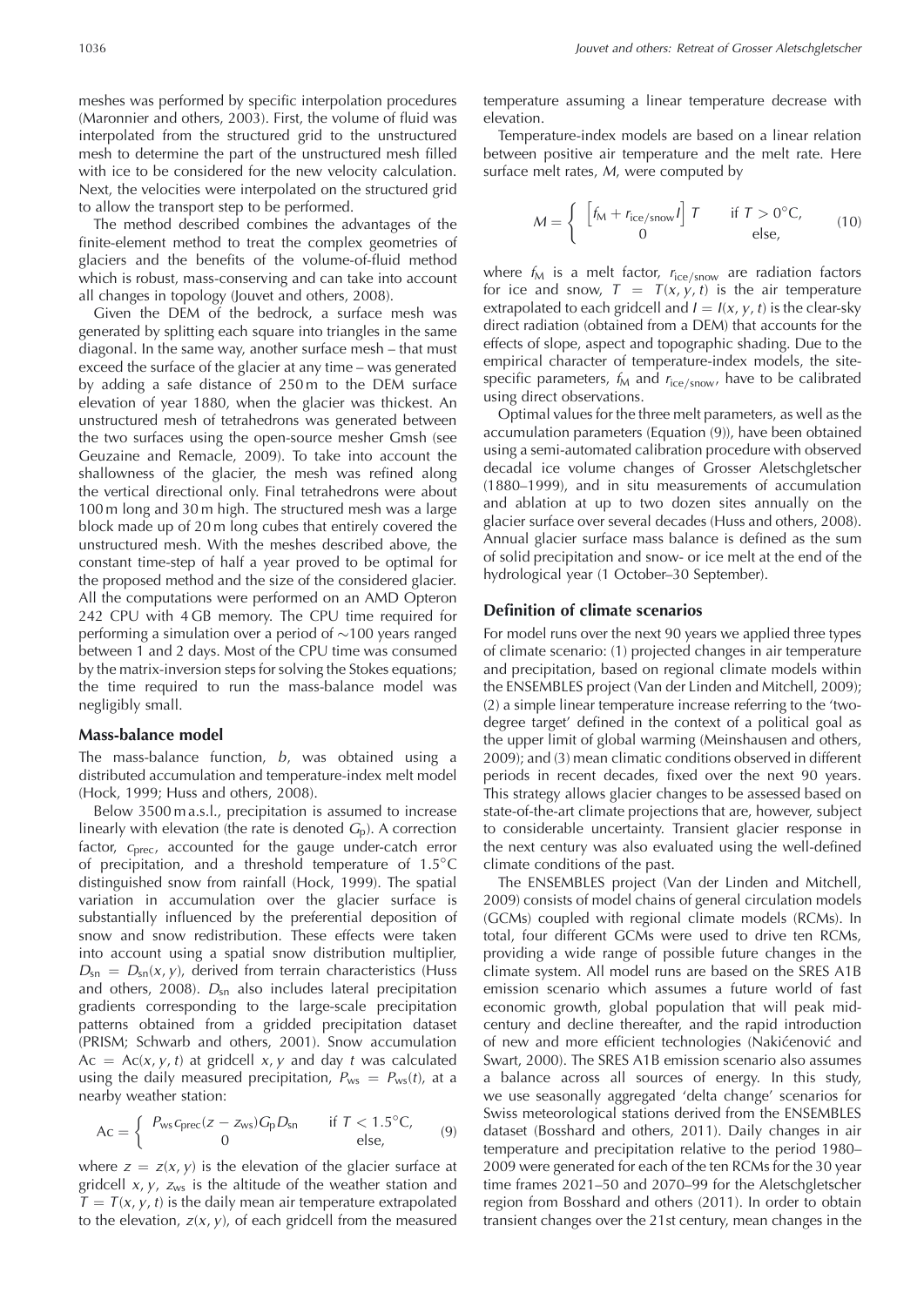meshes was performed by specific interpolation procedures (Maronnier and others, 2003). First, the volume of fluid was interpolated from the structured grid to the unstructured mesh to determine the part of the unstructured mesh filled with ice to be considered for the new velocity calculation. Next, the velocities were interpolated on the structured grid to allow the transport step to be performed.

The method described combines the advantages of the finite-element method to treat the complex geometries of glaciers and the benefits of the volume-of-fluid method which is robust, mass-conserving and can take into account all changes in topology (Jouvet and others, 2008).

Given the DEM of the bedrock, a surface mesh was generated by splitting each square into triangles in the same diagonal. In the same way, another surface mesh – that must exceed the surface of the glacier at any time – was generated by adding a safe distance of 250 m to the DEM surface elevation of year 1880, when the glacier was thickest. An unstructured mesh of tetrahedrons was generated between the two surfaces using the open-source mesher Gmsh (see Geuzaine and Remacle, 2009). To take into account the shallowness of the glacier, the mesh was refined along the vertical directional only. Final tetrahedrons were about 100 m long and 30 m high. The structured mesh was a large block made up of 20 m long cubes that entirely covered the unstructured mesh. With the meshes described above, the constant time-step of half a year proved to be optimal for the proposed method and the size of the considered glacier. All the computations were performed on an AMD Opteron 242 CPU with 4 GB memory. The CPU time required for performing a simulation over a period of ~100 years ranged between 1 and 2 days. Most of the CPU time was consumed by the matrix-inversion steps for solving the Stokes equations; the time required to run the mass-balance model was negligibly small.

## Mass-balance model

The mass-balance function, $b$, was obtained using a distributed accumulation and temperature-index melt model (Hock, 1999; Huss and others, 2008).

Below 3500 m a.s.l., precipitation is assumed to increase linearly with elevation (the rate is denoted $G_p$). A correction factor, $c_{prec}$, accounted for the gauge under-catch error of precipitation, and a threshold temperature of 1.5°C distinguished snow from rainfall (Hock, 1999). The spatial variation in accumulation over the glacier surface is substantially influenced by the preferential deposition of snow and snow redistribution. These effects were taken into account using a spatial snow distribution multiplier, $D_{sn} = D_{sn}(x, y)$, derived from terrain characteristics (Huss and others, 2008). $D_{sn}$ also includes lateral precipitation gradients corresponding to the large-scale precipitation patterns obtained from a gridded precipitation dataset (PRISM; Schwarb and others, 2001). Snow accumulation $\mathrm{Ac} = \mathrm{Ac}(x, y, t)$ at gridcell $x, y$ and day $t$ was calculated using the daily measured precipitation, $P_{ws} = P_{ws}(t)$, at a nearby weather station:

$$\mathrm{Ac} = \begin{cases} P_{ws} c_{prec}(z - z_{ws}) G_p D_{sn} & \text{if } T < 1.5^\circ\mathrm{C}, \\ 0 & \text{else}, \end{cases} \tag{9}$$

where $z = z(x, y)$ is the elevation of the glacier surface at gridcell $x, y$, $z_{ws}$ is the altitude of the weather station and $T = T(x, y, t)$ is the daily mean air temperature extrapolated to the elevation, $z(x, y)$, of each gridcell from the measured temperature assuming a linear temperature decrease with elevation.

Temperature-index models are based on a linear relation between positive air temperature and the melt rate. Here surface melt rates, $M$, were computed by

$$M = \begin{cases} \left[ f_M + r_{ice/snow} I \right] T & \text{if } T > 0^\circ\mathrm{C}, \\ 0 & \text{else}, \end{cases} \tag{10}$$

where $f_M$ is a melt factor, $r_{ice/snow}$ are radiation factors for ice and snow, $T = T(x, y, t)$ is the air temperature extrapolated to each gridcell and $I = I(x, y, t)$ is the clear-sky direct radiation (obtained from a DEM) that accounts for the effects of slope, aspect and topographic shading. Due to the empirical character of temperature-index models, the site-specific parameters, $f_M$ and $r_{ice/snow}$, have to be calibrated using direct observations.

Optimal values for the three melt parameters, as well as the accumulation parameters (Equation (9)), have been obtained using a semi-automated calibration procedure with observed decadal ice volume changes of Grosser Aletschgletscher (1880–1999), and in situ measurements of accumulation and ablation at up to two dozen sites annually on the glacier surface over several decades (Huss and others, 2008). Annual glacier surface mass balance is defined as the sum of solid precipitation and snow- or ice melt at the end of the hydrological year (1 October–30 September).

## Definition of climate scenarios

For model runs over the next 90 years we applied three types of climate scenario: (1) projected changes in air temperature and precipitation, based on regional climate models within the ENSEMBLES project (Van der Linden and Mitchell, 2009); (2) a simple linear temperature increase referring to the 'two-degree target' defined in the context of a political goal as the upper limit of global warming (Meinshausen and others, 2009); and (3) mean climatic conditions observed in different periods in recent decades, fixed over the next 90 years. This strategy allows glacier changes to be assessed based on state-of-the-art climate projections that are, however, subject to considerable uncertainty. Transient glacier response in the next century was also evaluated using the well-defined climate conditions of the past.

The ENSEMBLES project (Van der Linden and Mitchell, 2009) consists of model chains of general circulation models (GCMs) coupled with regional climate models (RCMs). In total, four different GCMs were used to drive ten RCMs, providing a wide range of possible future changes in the climate system. All model runs are based on the SRES A1B emission scenario which assumes a future world of fast economic growth, global population that will peak mid-century and decline thereafter, and the rapid introduction of new and more efficient technologies (Nakićenović and Swart, 2000). The SRES A1B emission scenario also assumes a balance across all sources of energy. In this study, we use seasonally aggregated 'delta change' scenarios for Swiss meteorological stations derived from the ENSEMBLES dataset (Bosshard and others, 2011). Daily changes in air temperature and precipitation relative to the period 1980–2009 were generated for each of the ten RCMs for the 30 year time frames 2021–50 and 2070–99 for the Aletschgletscher region from Bosshard and others (2011). In order to obtain transient changes over the 21st century, mean changes in the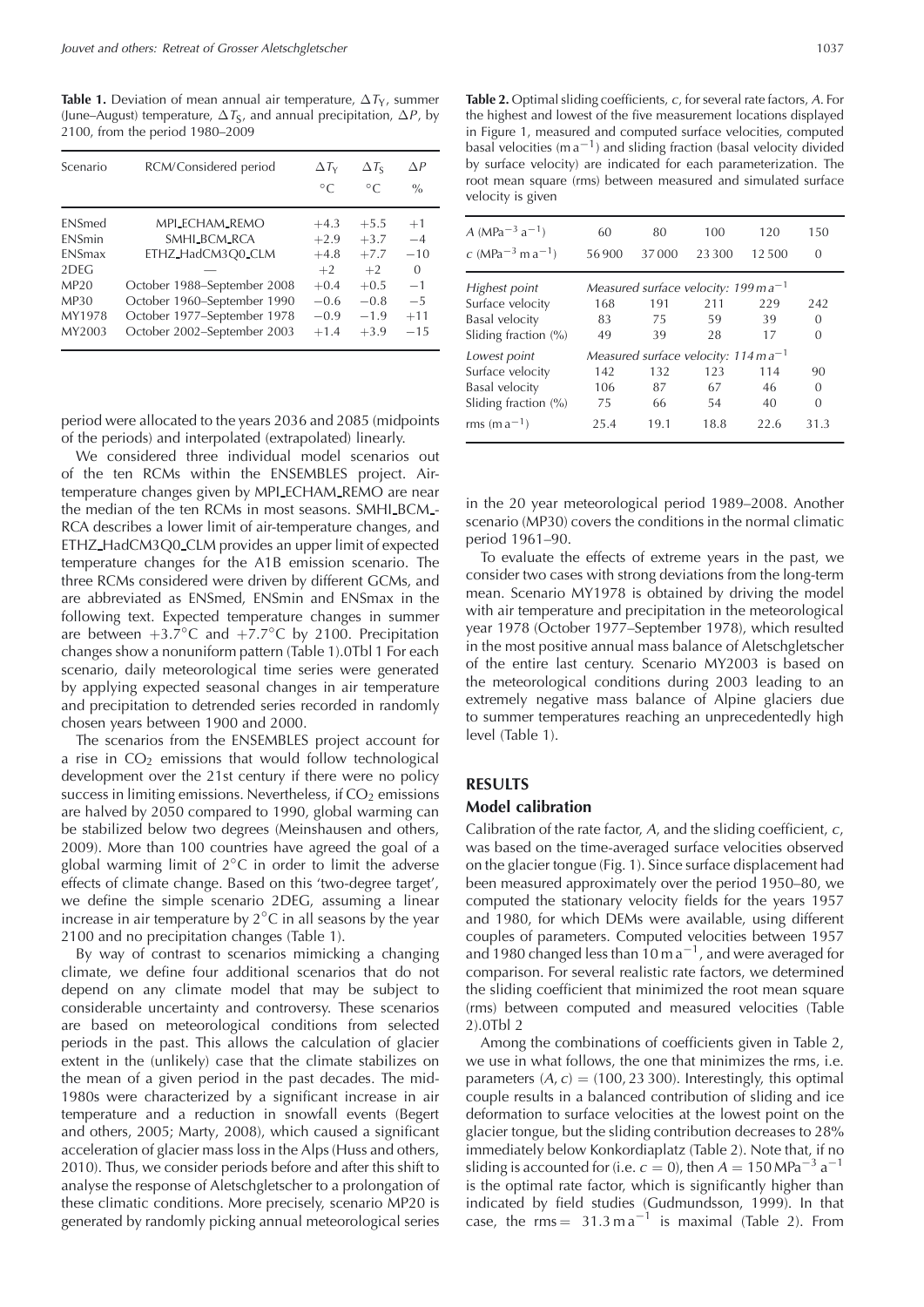**Table 1.** Deviation of mean annual air temperature, $\Delta T_Y$, summer (June–August) temperature, $\Delta T_S$, and annual precipitation, $\Delta P$, by 2100, from the period 1980–2009

| Scenario | RCM/Considered period | $\Delta T_Y$ | $\Delta T_S$ | $\Delta P$ |
|---|---|---|---|---|
| | | °C | °C | % |
| ENSmed | MPI_ECHAM_REMO | +4.3 | +5.5 | +1 |
| ENSmin | SMHI_BCM_RCA | +2.9 | +3.7 | −4 |
| ENSmax | ETHZ_HadCM3Q0_CLM | +4.8 | +7.7 | −10 |
| 2DEG | — | +2 | +2 | 0 |
| MP20 | October 1988–September 2008 | +0.4 | +0.5 | −1 |
| MP30 | October 1960–September 1990 | −0.6 | −0.8 | −5 |
| MY1978 | October 1977–September 1978 | −0.9 | −1.9 | +11 |
| MY2003 | October 2002–September 2003 | +1.4 | +3.9 | −15 |

period were allocated to the years 2036 and 2085 (midpoints of the periods) and interpolated (extrapolated) linearly.

We considered three individual model scenarios out of the ten RCMs within the ENSEMBLES project. Air-temperature changes given by MPI_ECHAM_REMO are near the median of the ten RCMs in most seasons. SMHI_BCM_RCA describes a lower limit of air-temperature changes, and ETHZ_HadCM3Q0_CLM provides an upper limit of expected temperature changes for the A1B emission scenario. The three RCMs considered were driven by different GCMs, and are abbreviated as ENSmed, ENSmin and ENSmax in the following text. Expected temperature changes in summer are between +3.7°C and +7.7°C by 2100. Precipitation changes show a nonuniform pattern (Table 1). For each scenario, daily meteorological time series were generated by applying expected seasonal changes in air temperature and precipitation to detrended series recorded in randomly chosen years between 1900 and 2000.

The scenarios from the ENSEMBLES project account for a rise in $CO_2$ emissions that would follow technological development over the 21st century if there were no policy success in limiting emissions. Nevertheless, if $CO_2$ emissions are halved by 2050 compared to 1990, global warming can be stabilized below two degrees (Meinshausen and others, 2009). More than 100 countries have agreed the goal of a global warming limit of 2°C in order to limit the adverse effects of climate change. Based on this 'two-degree target', we define the simple scenario 2DEG, assuming a linear increase in air temperature by 2°C in all seasons by the year 2100 and no precipitation changes (Table 1).

By way of contrast to scenarios mimicking a changing climate, we define four additional scenarios that do not depend on any climate model that may be subject to considerable uncertainty and controversy. These scenarios are based on meteorological conditions from selected periods in the past. This allows the calculation of glacier extent in the (unlikely) case that the climate stabilizes on the mean of a given period in the past decades. The mid-1980s were characterized by a significant increase in air temperature and a reduction in snowfall events (Begert and others, 2005; Marty, 2008), which caused a significant acceleration of glacier mass loss in the Alps (Huss and others, 2010). Thus, we consider periods before and after this shift to analyse the response of Aletschgletscher to a prolongation of these climatic conditions. More precisely, scenario MP20 is generated by randomly picking annual meteorological series in the 20 year meteorological period 1989–2008. Another scenario (MP30) covers the conditions in the normal climatic period 1961–90.

To evaluate the effects of extreme years in the past, we consider two cases with strong deviations from the long-term mean. Scenario MY1978 is obtained by driving the model with air temperature and precipitation in the meteorological year 1978 (October 1977–September 1978), which resulted in the most positive annual mass balance of Aletschgletscher of the entire last century. Scenario MY2003 is based on the meteorological conditions during 2003 leading to an extremely negative mass balance of Alpine glaciers due to summer temperatures reaching an unprecedentedly high level (Table 1).

**Table 2.** Optimal sliding coefficients, $c$, for several rate factors, $A$. For the highest and lowest of the five measurement locations displayed in Figure 1, measured and computed surface velocities, computed basal velocities (m a$^{-1}$) and sliding fraction (basal velocity divided by surface velocity) are indicated for each parameterization. The root mean square (rms) between measured and simulated surface velocity is given

| $A$ (MPa$^{-3}$ a$^{-1}$) | 60 | 80 | 100 | 120 | 150 |
|---|---|---|---|---|---|
| $c$ (MPa$^{-3}$ m a$^{-1}$) | 56 900 | 37 000 | 23 300 | 12 500 | 0 |
| *Highest point* | *Measured surface velocity: 199 m a$^{-1}$* | | | | |
| Surface velocity | 168 | 191 | 211 | 229 | 242 |
| Basal velocity | 83 | 75 | 59 | 39 | 0 |
| Sliding fraction (%) | 49 | 39 | 28 | 17 | 0 |
| *Lowest point* | *Measured surface velocity: 114 m a$^{-1}$* | | | | |
| Surface velocity | 142 | 132 | 123 | 114 | 90 |
| Basal velocity | 106 | 87 | 67 | 46 | 0 |
| Sliding fraction (%) | 75 | 66 | 54 | 40 | 0 |
| rms (m a$^{-1}$) | 25.4 | 19.1 | 18.8 | 22.6 | 31.3 |

## RESULTS

### Model calibration

Calibration of the rate factor, $A$, and the sliding coefficient, $c$, was based on the time-averaged surface velocities observed on the glacier tongue (Fig. 1). Since surface displacement had been measured approximately over the period 1950–80, we computed the stationary velocity fields for the years 1957 and 1980, for which DEMs were available, using different couples of parameters. Computed velocities between 1957 and 1980 changed less than 10 m a$^{-1}$, and were averaged for comparison. For several realistic rate factors, we determined the sliding coefficient that minimized the root mean square (rms) between computed and measured velocities (Table 2).

Among the combinations of coefficients given in Table 2, we use in what follows, the one that minimizes the rms, i.e. parameters $(A, c) = (100, 23\,300)$. Interestingly, this optimal couple results in a balanced contribution of sliding and ice deformation to surface velocities at the lowest point on the glacier tongue, but the sliding contribution decreases to 28% immediately below Konkordiaplatz (Table 2). Note that, if no sliding is accounted for (i.e. $c = 0$), then $A = 150$ MPa$^{-3}$ a$^{-1}$ is the optimal rate factor, which is significantly higher than indicated by field studies (Gudmundsson, 1999). In that case, the rms = 31.3 m a$^{-1}$ is maximal (Table 2). From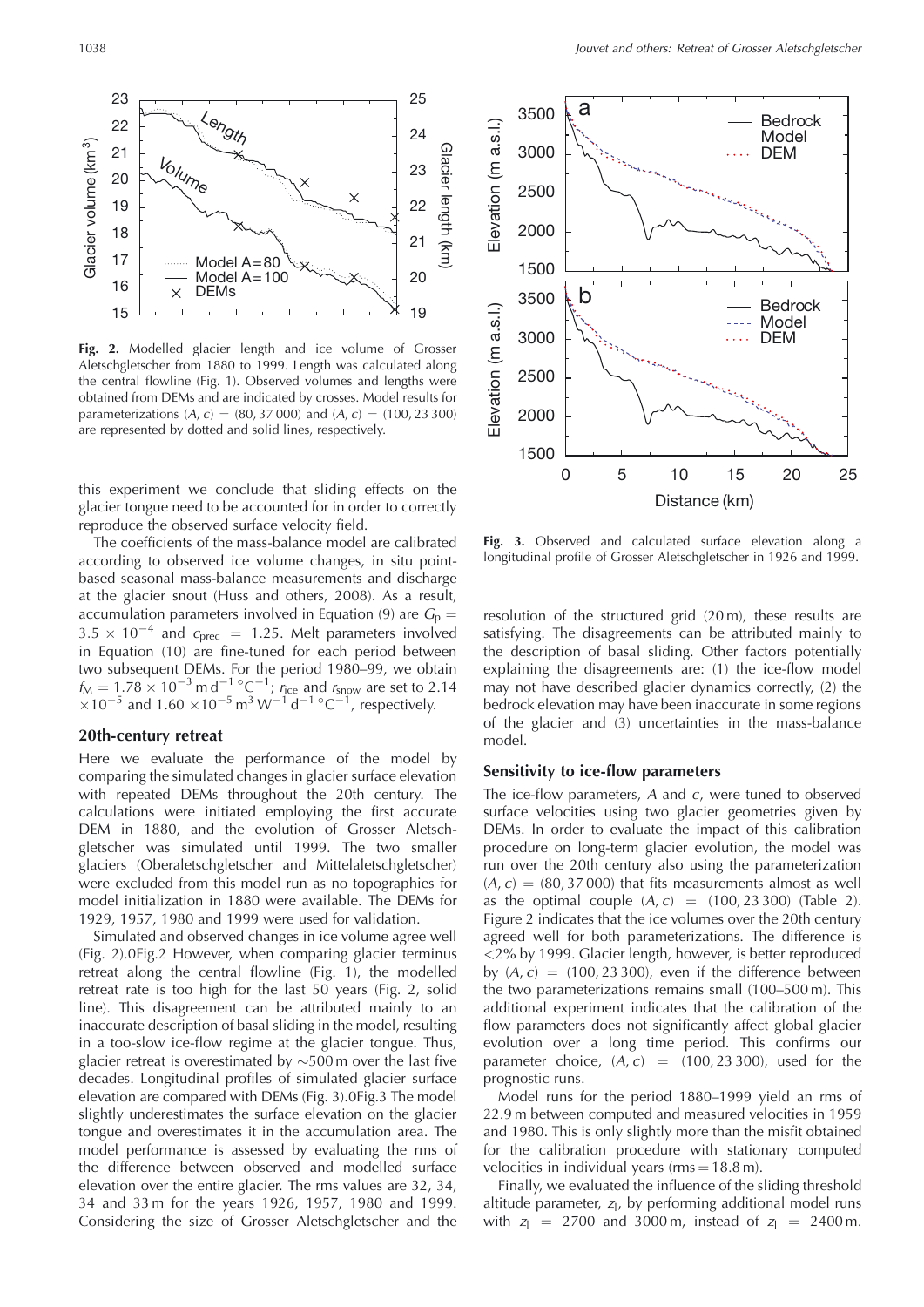**Fig. 2.** Modelled glacier length and ice volume of Grosser Aletschgletscher from 1880 to 1999. Length was calculated along the central flowline (Fig. 1). Observed volumes and lengths were obtained from DEMs and are indicated by crosses. Model results for parameterizations $(A, c) = (80, 37\,000)$ and $(A, c) = (100, 23\,300)$ are represented by dotted and solid lines, respectively.

this experiment we conclude that sliding effects on the glacier tongue need to be accounted for in order to correctly reproduce the observed surface velocity field.

The coefficients of the mass-balance model are calibrated according to observed ice volume changes, in situ point-based seasonal mass-balance measurements and discharge at the glacier snout (Huss and others, 2008). As a result, accumulation parameters involved in Equation (9) are $G_p = 3.5 \times 10^{-4}$ and $c_{prec} = 1.25$. Melt parameters involved in Equation (10) are fine-tuned for each period between two subsequent DEMs. For the period 1980–99, we obtain $f_M = 1.78 \times 10^{-3}\,\mathrm{m\,d^{-1}\,°C^{-1}}$; $r_{ice}$ and $r_{snow}$ are set to $2.14 \times 10^{-5}$ and $1.60 \times 10^{-5}\,\mathrm{m^3\,W^{-1}\,d^{-1}\,°C^{-1}}$, respectively.

## 20th-century retreat

Here we evaluate the performance of the model by comparing the simulated changes in glacier surface elevation with repeated DEMs throughout the 20th century. The calculations were initiated employing the first accurate DEM in 1880, and the evolution of Grosser Aletschgletscher was simulated until 1999. The two smaller glaciers (Oberaletschgletscher and Mittelaletschgletscher) were excluded from this model run as no topographies for model initialization in 1880 were available. The DEMs for 1929, 1957, 1980 and 1999 were used for validation.

Simulated and observed changes in ice volume agree well (Fig. 2). However, when comparing glacier terminus retreat along the central flowline (Fig. 1), the modelled retreat rate is too high for the last 50 years (Fig. 2, solid line). This disagreement can be attributed mainly to an inaccurate description of basal sliding in the model, resulting in a too-slow ice-flow regime at the glacier tongue. Thus, glacier retreat is overestimated by ~500 m over the last five decades. Longitudinal profiles of simulated glacier surface elevation are compared with DEMs (Fig. 3). The model slightly underestimates the surface elevation on the glacier tongue and overestimates it in the accumulation area. The model performance is assessed by evaluating the rms of the difference between observed and modelled surface elevation over the entire glacier. The rms values are 32, 34, 34 and 33 m for the years 1926, 1957, 1980 and 1999. Considering the size of Grosser Aletschgletscher and the resolution of the structured grid (20 m), these results are satisfying. The disagreements can be attributed mainly to the description of basal sliding. Other factors potentially explaining the disagreements are: (1) the ice-flow model may not have described glacier dynamics correctly, (2) the bedrock elevation may have been inaccurate in some regions of the glacier and (3) uncertainties in the mass-balance model.

**Fig. 3.** Observed and calculated surface elevation along a longitudinal profile of Grosser Aletschgletscher in 1926 and 1999.

## Sensitivity to ice-flow parameters

The ice-flow parameters, $A$ and $c$, were tuned to observed surface velocities using two glacier geometries given by DEMs. In order to evaluate the impact of this calibration procedure on long-term glacier evolution, the model was run over the 20th century also using the parameterization $(A, c) = (80, 37\,000)$ that fits measurements almost as well as the optimal couple $(A, c) = (100, 23\,300)$ (Table 2). Figure 2 indicates that the ice volumes over the 20th century agreed well for both parameterizations. The difference is <2% by 1999. Glacier length, however, is better reproduced by $(A, c) = (100, 23\,300)$, even if the difference between the two parameterizations remains small (100–500 m). This additional experiment indicates that the calibration of the flow parameters does not significantly affect global glacier evolution over a long time period. This confirms our parameter choice, $(A, c) = (100, 23\,300)$, used for the prognostic runs.

Model runs for the period 1880–1999 yield an rms of 22.9 m between computed and measured velocities in 1959 and 1980. This is only slightly more than the misfit obtained for the calibration procedure with stationary computed velocities in individual years (rms = 18.8 m).

Finally, we evaluated the influence of the sliding threshold altitude parameter, $z_l$, by performing additional model runs with $z_l = 2700$ and 3000 m, instead of $z_l = 2400$ m.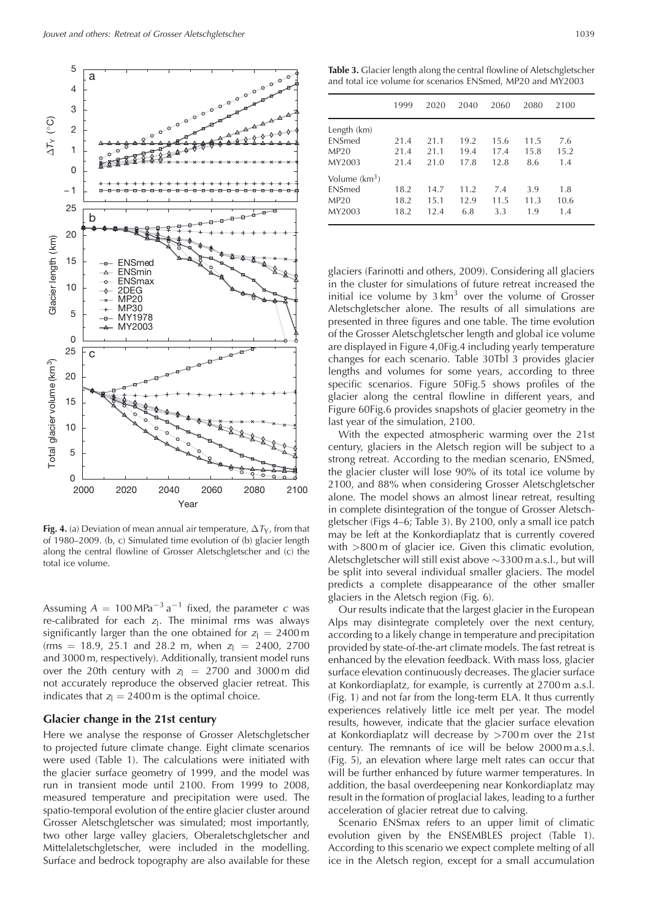**Fig. 4.** (a) Deviation of mean annual air temperature, $\Delta T_Y$, from that of 1980–2009. (b, c) Simulated time evolution of (b) glacier length along the central flowline of Grosser Aletschgletscher and (c) the total ice volume.

Assuming $A = 100\,\text{MPa}^{-3}\,\text{a}^{-1}$ fixed, the parameter $c$ was re-calibrated for each $z_l$. The minimal rms was always significantly larger than the one obtained for $z_l = 2400\,\text{m}$ (rms = 18.9, 25.1 and 28.2 m, when $z_l = 2400$, 2700 and 3000 m, respectively). Additionally, transient model runs over the 20th century with $z_l = 2700$ and 3000 m did not accurately reproduce the observed glacier retreat. This indicates that $z_l = 2400\,\text{m}$ is the optimal choice.

## Glacier change in the 21st century

Here we analyse the response of Grosser Aletschgletscher to projected future climate change. Eight climate scenarios were used (Table 1). The calculations were initiated with the glacier surface geometry of 1999, and the model was run in transient mode until 2100. From 1999 to 2008, measured temperature and precipitation were used. The spatio-temporal evolution of the entire glacier cluster around Grosser Aletschgletscher was simulated; most importantly, two other large valley glaciers, Oberaletschgletscher and Mittelaletschgletscher, were included in the modelling. Surface and bedrock topography are also available for these glaciers (Farinotti and others, 2009). Considering all glaciers in the cluster for simulations of future retreat increased the initial ice volume by $3\,\text{km}^3$ over the volume of Grosser Aletschgletscher alone. The results of all simulations are presented in three figures and one table. The time evolution of the Grosser Aletschgletscher length and global ice volume are displayed in Figure 4 including yearly temperature changes for each scenario. Table 3 provides glacier lengths and volumes for some years, according to three specific scenarios. Figure 5 shows profiles of the glacier along the central flowline in different years, and Figure 6 provides snapshots of glacier geometry in the last year of the simulation, 2100.

**Table 3.** Glacier length along the central flowline of Aletschgletscher and total ice volume for scenarios ENSmed, MP20 and MY2003

| | 1999 | 2020 | 2040 | 2060 | 2080 | 2100 |
|---|---|---|---|---|---|---|
| Length (km) | | | | | | |
| ENSmed | 21.4 | 21.1 | 19.2 | 15.6 | 11.5 | 7.6 |
| MP20 | 21.4 | 21.1 | 19.4 | 17.4 | 15.8 | 15.2 |
| MY2003 | 21.4 | 21.0 | 17.8 | 12.8 | 8.6 | 1.4 |
| Volume ($\text{km}^3$) | | | | | | |
| ENSmed | 18.2 | 14.7 | 11.2 | 7.4 | 3.9 | 1.8 |
| MP20 | 18.2 | 15.1 | 12.9 | 11.5 | 11.3 | 10.6 |
| MY2003 | 18.2 | 12.4 | 6.8 | 3.3 | 1.9 | 1.4 |

With the expected atmospheric warming over the 21st century, glaciers in the Aletsch region will be subject to a strong retreat. According to the median scenario, ENSmed, the glacier cluster will lose 90% of its total ice volume by 2100, and 88% when considering Grosser Aletschgletscher alone. The model shows an almost linear retreat, resulting in complete disintegration of the tongue of Grosser Aletschgletscher (Figs 4–6; Table 3). By 2100, only a small ice patch may be left at the Konkordiaplatz that is currently covered with >800 m of glacier ice. Given this climatic evolution, Aletschgletscher will still exist above ~3300 m a.s.l., but will be split into several individual smaller glaciers. The model predicts a complete disappearance of the other smaller glaciers in the Aletsch region (Fig. 6).

Our results indicate that the largest glacier in the European Alps may disintegrate completely over the next century, according to a likely change in temperature and precipitation provided by state-of-the-art climate models. The fast retreat is enhanced by the elevation feedback. With mass loss, glacier surface elevation continuously decreases. The glacier surface at Konkordiaplatz, for example, is currently at 2700 m a.s.l. (Fig. 1) and not far from the long-term ELA. It thus currently experiences relatively little ice melt per year. The model results, however, indicate that the glacier surface elevation at Konkordiaplatz will decrease by >700 m over the 21st century. The remnants of ice will be below 2000 m a.s.l. (Fig. 5), an elevation where large melt rates can occur that will be further enhanced by future warmer temperatures. In addition, the basal overdeepening near Konkordiaplatz may result in the formation of proglacial lakes, leading to a further acceleration of glacier retreat due to calving.

Scenario ENSmax refers to an upper limit of climatic evolution given by the ENSEMBLES project (Table 1). According to this scenario we expect complete melting of all ice in the Aletsch region, except for a small accumulation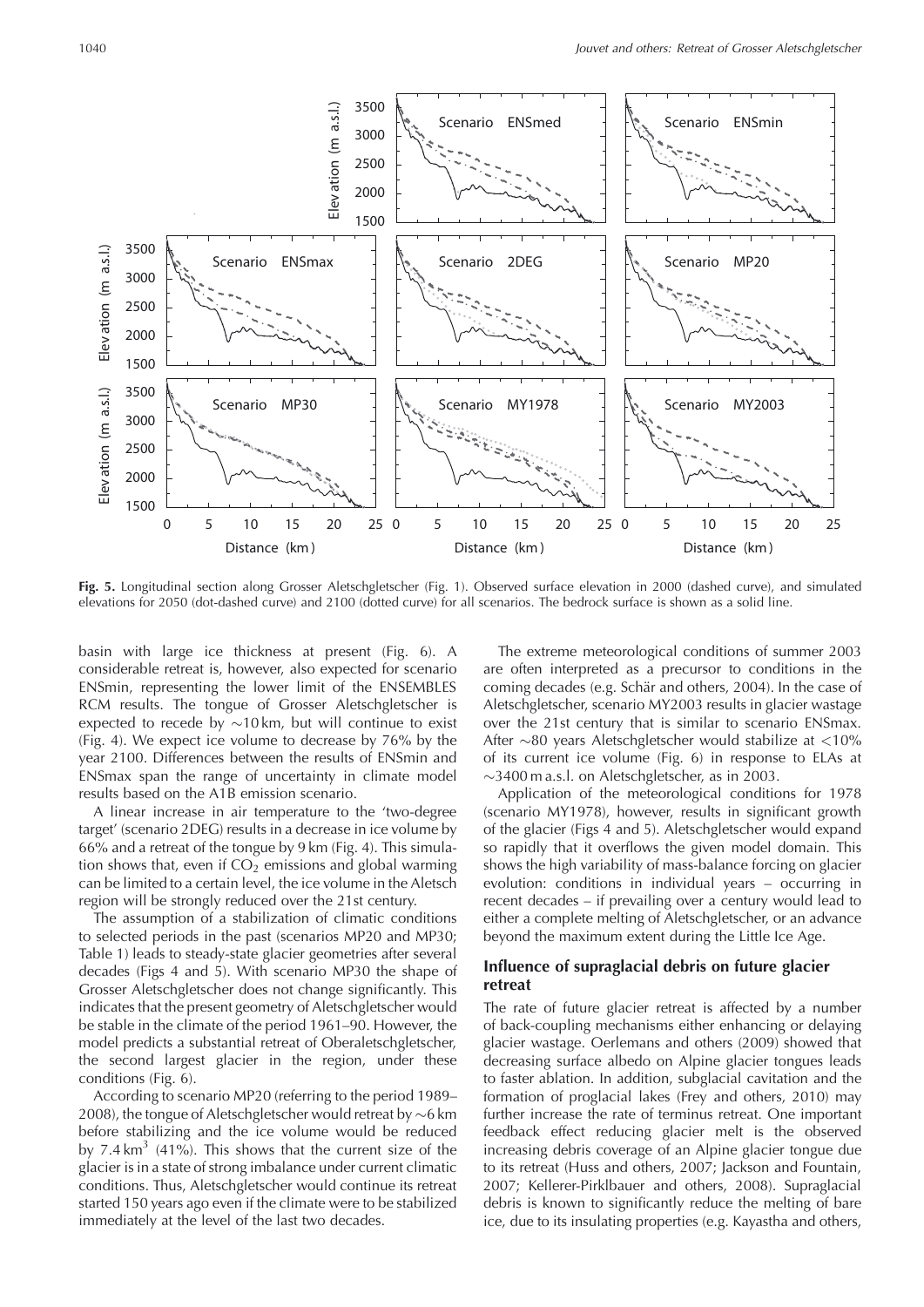**Fig. 5.** Longitudinal section along Grosser Aletschgletscher (Fig. 1). Observed surface elevation in 2000 (dashed curve), and simulated elevations for 2050 (dot-dashed curve) and 2100 (dotted curve) for all scenarios. The bedrock surface is shown as a solid line.

basin with large ice thickness at present (Fig. 6). A considerable retreat is, however, also expected for scenario ENSmin, representing the lower limit of the ENSEMBLES RCM results. The tongue of Grosser Aletschgletscher is expected to recede by ~10 km, but will continue to exist (Fig. 4). We expect ice volume to decrease by 76% by the year 2100. Differences between the results of ENSmin and ENSmax span the range of uncertainty in climate model results based on the A1B emission scenario.

A linear increase in air temperature to the 'two-degree target' (scenario 2DEG) results in a decrease in ice volume by 66% and a retreat of the tongue by 9 km (Fig. 4). This simulation shows that, even if $CO_2$ emissions and global warming can be limited to a certain level, the ice volume in the Aletsch region will be strongly reduced over the 21st century.

The assumption of a stabilization of climatic conditions to selected periods in the past (scenarios MP20 and MP30; Table 1) leads to steady-state glacier geometries after several decades (Figs 4 and 5). With scenario MP30 the shape of Grosser Aletschgletscher does not change significantly. This indicates that the present geometry of Aletschgletscher would be stable in the climate of the period 1961–90. However, the model predicts a substantial retreat of Oberaletschgletscher, the second largest glacier in the region, under these conditions (Fig. 6).

According to scenario MP20 (referring to the period 1989–2008), the tongue of Aletschgletscher would retreat by ~6 km before stabilizing and the ice volume would be reduced by 7.4 km$^3$ (41%). This shows that the current size of the glacier is in a state of strong imbalance under current climatic conditions. Thus, Aletschgletscher would continue its retreat started 150 years ago even if the climate were to be stabilized immediately at the level of the last two decades.

The extreme meteorological conditions of summer 2003 are often interpreted as a precursor to conditions in the coming decades (e.g. Schär and others, 2004). In the case of Aletschgletscher, scenario MY2003 results in glacier wastage over the 21st century that is similar to scenario ENSmax. After ~80 years Aletschgletscher would stabilize at <10% of its current ice volume (Fig. 6) in response to ELAs at ~3400 m a.s.l. on Aletschgletscher, as in 2003.

Application of the meteorological conditions for 1978 (scenario MY1978), however, results in significant growth of the glacier (Figs 4 and 5). Aletschgletscher would expand so rapidly that it overflows the given model domain. This shows the high variability of mass-balance forcing on glacier evolution: conditions in individual years – occurring in recent decades – if prevailing over a century would lead to either a complete melting of Aletschgletscher, or an advance beyond the maximum extent during the Little Ice Age.

## Influence of supraglacial debris on future glacier retreat

The rate of future glacier retreat is affected by a number of back-coupling mechanisms either enhancing or delaying glacier wastage. Oerlemans and others (2009) showed that decreasing surface albedo on Alpine glacier tongues leads to faster ablation. In addition, subglacial cavitation and the formation of proglacial lakes (Frey and others, 2010) may further increase the rate of terminus retreat. One important feedback effect reducing glacier melt is the observed increasing debris coverage of an Alpine glacier tongue due to its retreat (Huss and others, 2007; Jackson and Fountain, 2007; Kellerer-Pirklbauer and others, 2008). Supraglacial debris is known to significantly reduce the melting of bare ice, due to its insulating properties (e.g. Kayastha and others,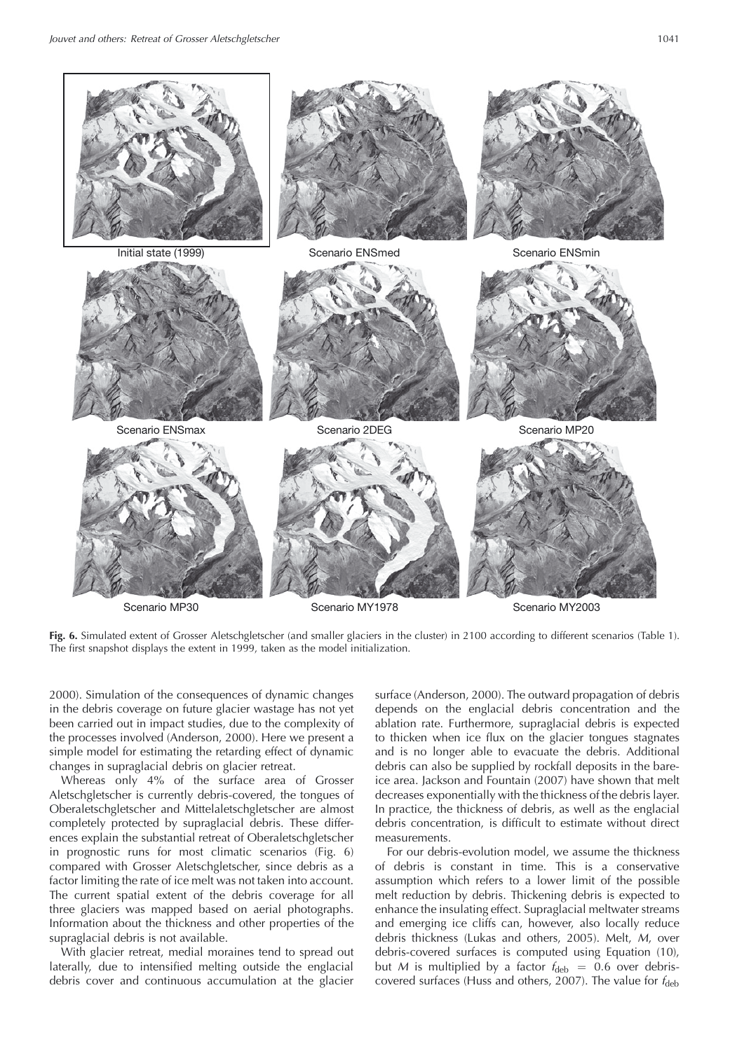Initial state (1999)

Scenario ENSmed

Scenario ENSmin

Scenario ENSmax

Scenario 2DEG

Scenario MP20

Scenario MP30

Scenario MY1978

Scenario MY2003

**Fig. 6.** Simulated extent of Grosser Aletschgletscher (and smaller glaciers in the cluster) in 2100 according to different scenarios (Table 1). The first snapshot displays the extent in 1999, taken as the model initialization.

2000). Simulation of the consequences of dynamic changes in the debris coverage on future glacier wastage has not yet been carried out in impact studies, due to the complexity of the processes involved (Anderson, 2000). Here we present a simple model for estimating the retarding effect of dynamic changes in supraglacial debris on glacier retreat.

Whereas only 4% of the surface area of Grosser Aletschgletscher is currently debris-covered, the tongues of Oberaletschgletscher and Mittelaletschgletscher are almost completely protected by supraglacial debris. These differences explain the substantial retreat of Oberaletschgletscher in prognostic runs for most climatic scenarios (Fig. 6) compared with Grosser Aletschgletscher, since debris as a factor limiting the rate of ice melt was not taken into account. The current spatial extent of the debris coverage for all three glaciers was mapped based on aerial photographs. Information about the thickness and other properties of the supraglacial debris is not available.

With glacier retreat, medial moraines tend to spread out laterally, due to intensified melting outside the englacial debris cover and continuous accumulation at the glacier surface (Anderson, 2000). The outward propagation of debris depends on the englacial debris concentration and the ablation rate. Furthermore, supraglacial debris is expected to thicken when ice flux on the glacier tongues stagnates and is no longer able to evacuate the debris. Additional debris can also be supplied by rockfall deposits in the bare-ice area. Jackson and Fountain (2007) have shown that melt decreases exponentially with the thickness of the debris layer. In practice, the thickness of debris, as well as the englacial debris concentration, is difficult to estimate without direct measurements.

For our debris-evolution model, we assume the thickness of debris is constant in time. This is a conservative assumption which refers to a lower limit of the possible melt reduction by debris. Thickening debris is expected to enhance the insulating effect. Supraglacial meltwater streams and emerging ice cliffs can, however, also locally reduce debris thickness (Lukas and others, 2005). Melt, $M$, over debris-covered surfaces is computed using Equation (10), but $M$ is multiplied by a factor $f_{\text{deb}} = 0.6$ over debris-covered surfaces (Huss and others, 2007). The value for $f_{\text{deb}}$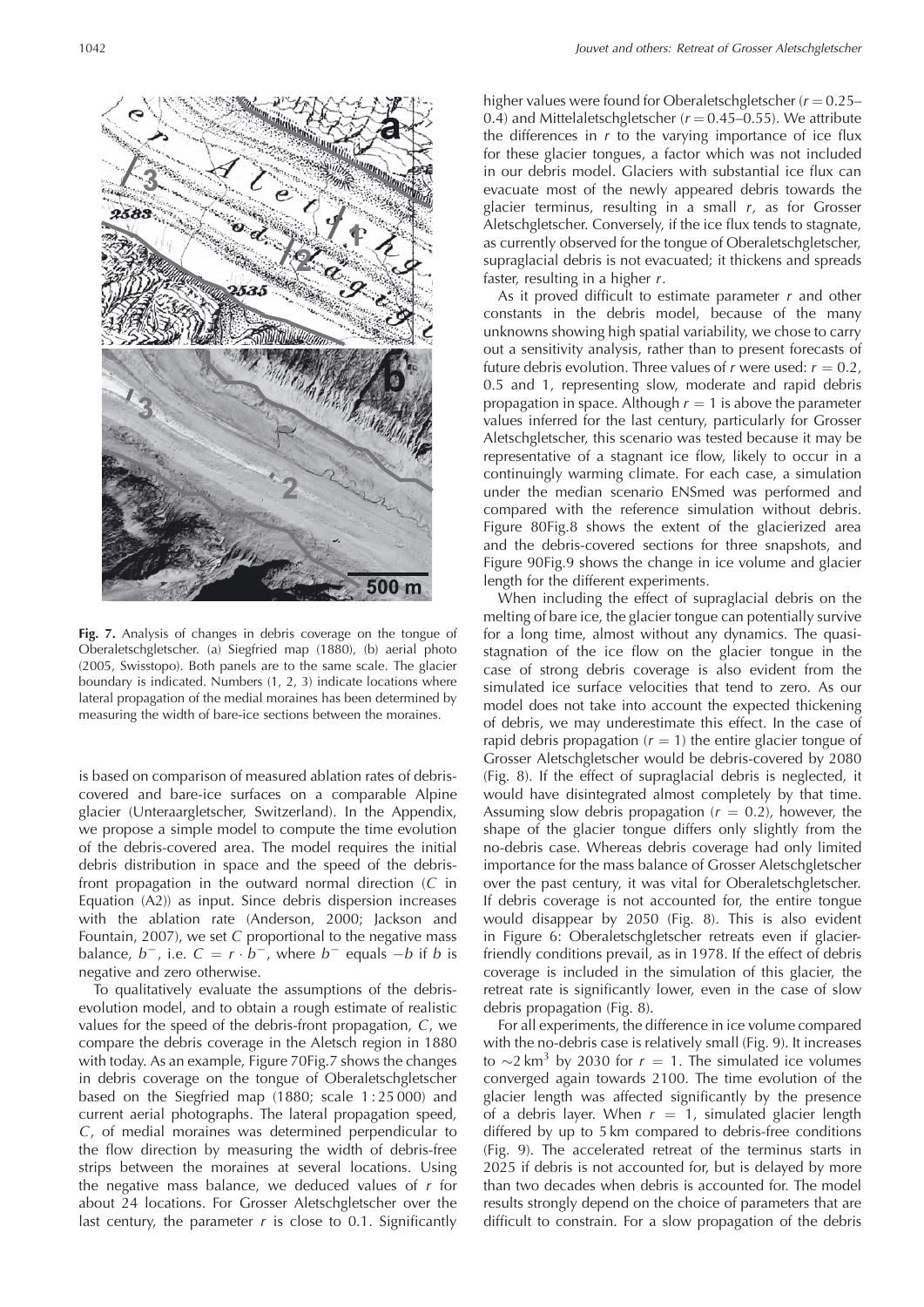**Fig. 7.** Analysis of changes in debris coverage on the tongue of Oberaletschgletscher. (a) Siegfried map (1880), (b) aerial photo (2005, Swisstopo). Both panels are to the same scale. The glacier boundary is indicated. Numbers (1, 2, 3) indicate locations where lateral propagation of the medial moraines has been determined by measuring the width of bare-ice sections between the moraines.

is based on comparison of measured ablation rates of debris-covered and bare-ice surfaces on a comparable Alpine glacier (Unteraargletscher, Switzerland). In the Appendix, we propose a simple model to compute the time evolution of the debris-covered area. The model requires the initial debris distribution in space and the speed of the debris-front propagation in the outward normal direction ($C$ in Equation (A2)) as input. Since debris dispersion increases with the ablation rate (Anderson, 2000; Jackson and Fountain, 2007), we set $C$ proportional to the negative mass balance, $b^-$, i.e. $C = r \cdot b^-$, where $b^-$ equals $-b$ if $b$ is negative and zero otherwise.

To qualitatively evaluate the assumptions of the debris-evolution model, and to obtain a rough estimate of realistic values for the speed of the debris-front propagation, $C$, we compare the debris coverage in the Aletsch region in 1880 with today. As an example, Figure 70Fig.7 shows the changes in debris coverage on the tongue of Oberaletschgletscher based on the Siegfried map (1880; scale 1 : 25 000) and current aerial photographs. The lateral propagation speed, $C$, of medial moraines was determined perpendicular to the flow direction by measuring the width of debris-free strips between the moraines at several locations. Using the negative mass balance, we deduced values of $r$ for about 24 locations. For Grosser Aletschgletscher over the last century, the parameter $r$ is close to 0.1. Significantly higher values were found for Oberaletschgletscher ($r = 0.25$–$0.4$) and Mittelaletschgletscher ($r = 0.45$–$0.55$). We attribute the differences in $r$ to the varying importance of ice flux for these glacier tongues, a factor which was not included in our debris model. Glaciers with substantial ice flux can evacuate most of the newly appeared debris towards the glacier terminus, resulting in a small $r$, as for Grosser Aletschgletscher. Conversely, if the ice flux tends to stagnate, as currently observed for the tongue of Oberaletschgletscher, supraglacial debris is not evacuated; it thickens and spreads faster, resulting in a higher $r$.

As it proved difficult to estimate parameter $r$ and other constants in the debris model, because of the many unknowns showing high spatial variability, we chose to carry out a sensitivity analysis, rather than to present forecasts of future debris evolution. Three values of $r$ were used: $r = 0.2$, 0.5 and 1, representing slow, moderate and rapid debris propagation in space. Although $r = 1$ is above the parameter values inferred for the last century, particularly for Grosser Aletschgletscher, this scenario was tested because it may be representative of a stagnant ice flow, likely to occur in a continuingly warming climate. For each case, a simulation under the median scenario ENSmed was performed and compared with the reference simulation without debris. Figure 80Fig.8 shows the extent of the glacierized area and the debris-covered sections for three snapshots, and Figure 90Fig.9 shows the change in ice volume and glacier length for the different experiments.

When including the effect of supraglacial debris on the melting of bare ice, the glacier tongue can potentially survive for a long time, almost without any dynamics. The quasi-stagnation of the ice flow on the glacier tongue in the case of strong debris coverage is also evident from the simulated ice surface velocities that tend to zero. As our model does not take into account the expected thickening of debris, we may underestimate this effect. In the case of rapid debris propagation ($r = 1$) the entire glacier tongue of Grosser Aletschgletscher would be debris-covered by 2080 (Fig. 8). If the effect of supraglacial debris is neglected, it would have disintegrated almost completely by that time. Assuming slow debris propagation ($r = 0.2$), however, the shape of the glacier tongue differs only slightly from the no-debris case. Whereas debris coverage had only limited importance for the mass balance of Grosser Aletschgletscher over the past century, it was vital for Oberaletschgletscher. If debris coverage is not accounted for, the entire tongue would disappear by 2050 (Fig. 8). This is also evident in Figure 6: Oberaletschgletscher retreats even if glacier-friendly conditions prevail, as in 1978. If the effect of debris coverage is included in the simulation of this glacier, the retreat rate is significantly lower, even in the case of slow debris propagation (Fig. 8).

For all experiments, the difference in ice volume compared with the no-debris case is relatively small (Fig. 9). It increases to $\sim$2 km$^3$ by 2030 for $r = 1$. The simulated ice volumes converged again towards 2100. The time evolution of the glacier length was affected significantly by the presence of a debris layer. When $r = 1$, simulated glacier length differed by up to 5 km compared to debris-free conditions (Fig. 9). The accelerated retreat of the terminus starts in 2025 if debris is not accounted for, but is delayed by more than two decades when debris is accounted for. The model results strongly depend on the choice of parameters that are difficult to constrain. For a slow propagation of the debris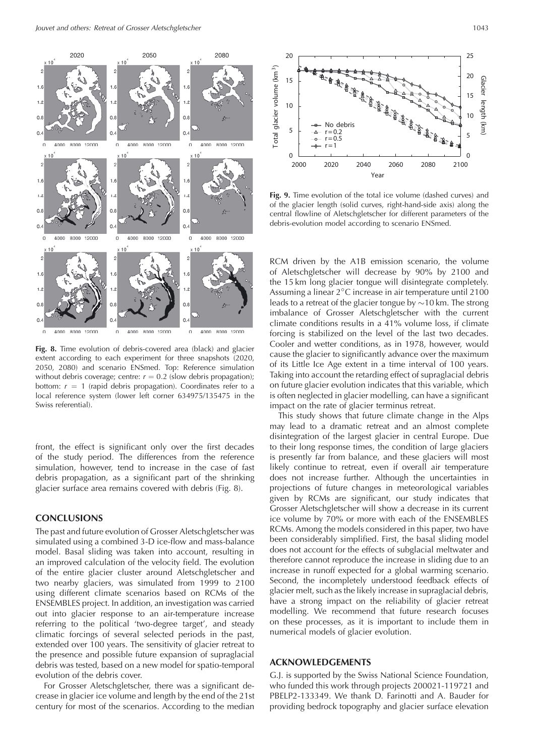**Fig. 8.** Time evolution of debris-covered area (black) and glacier extent according to each experiment for three snapshots (2020, 2050, 2080) and scenario ENSmed. Top: Reference simulation without debris coverage; centre: $r = 0.2$ (slow debris propagation); bottom: $r = 1$ (rapid debris propagation). Coordinates refer to a local reference system (lower left corner 634975/135475 in the Swiss referential).

**Fig. 9.** Time evolution of the total ice volume (dashed curves) and of the glacier length (solid curves, right-hand-side axis) along the central flowline of Aletschgletscher for different parameters of the debris-evolution model according to scenario ENSmed.

front, the effect is significant only over the first decades of the study period. The differences from the reference simulation, however, tend to increase in the case of fast debris propagation, as a significant part of the shrinking glacier surface area remains covered with debris (Fig. 8).

## CONCLUSIONS

The past and future evolution of Grosser Aletschgletscher was simulated using a combined 3-D ice-flow and mass-balance model. Basal sliding was taken into account, resulting in an improved calculation of the velocity field. The evolution of the entire glacier cluster around Aletschgletscher and two nearby glaciers, was simulated from 1999 to 2100 using different climate scenarios based on RCMs of the ENSEMBLES project. In addition, an investigation was carried out into glacier response to an air-temperature increase referring to the political 'two-degree target', and steady climatic forcings of several selected periods in the past, extended over 100 years. The sensitivity of glacier retreat to the presence and possible future expansion of supraglacial debris was tested, based on a new model for spatio-temporal evolution of the debris cover.

For Grosser Aletschgletscher, there was a significant decrease in glacier ice volume and length by the end of the 21st century for most of the scenarios. According to the median RCM driven by the A1B emission scenario, the volume of Aletschgletscher will decrease by 90% by 2100 and the 15 km long glacier tongue will disintegrate completely. Assuming a linear 2°C increase in air temperature until 2100 leads to a retreat of the glacier tongue by ~10 km. The strong imbalance of Grosser Aletschgletscher with the current climate conditions results in a 41% volume loss, if climate forcing is stabilized on the level of the last two decades. Cooler and wetter conditions, as in 1978, however, would cause the glacier to significantly advance over the maximum of its Little Ice Age extent in a time interval of 100 years. Taking into account the retarding effect of supraglacial debris on future glacier evolution indicates that this variable, which is often neglected in glacier modelling, can have a significant impact on the rate of glacier terminus retreat.

This study shows that future climate change in the Alps may lead to a dramatic retreat and an almost complete disintegration of the largest glacier in central Europe. Due to their long response times, the condition of large glaciers is presently far from balance, and these glaciers will most likely continue to retreat, even if overall air temperature does not increase further. Although the uncertainties in projections of future changes in meteorological variables given by RCMs are significant, our study indicates that Grosser Aletschgletscher will show a decrease in its current ice volume by 70% or more with each of the ENSEMBLES RCMs. Among the models considered in this paper, two have been considerably simplified. First, the basal sliding model does not account for the effects of subglacial meltwater and therefore cannot reproduce the increase in sliding due to an increase in runoff expected for a global warming scenario. Second, the incompletely understood feedback effects of glacier melt, such as the likely increase in supraglacial debris, have a strong impact on the reliability of glacier retreat modelling. We recommend that future research focuses on these processes, as it is important to include them in numerical models of glacier evolution.

## ACKNOWLEDGEMENTS

G.J. is supported by the Swiss National Science Foundation, who funded this work through projects 200021-119721 and PBELP2-133349. We thank D. Farinotti and A. Bauder for providing bedrock topography and glacier surface elevation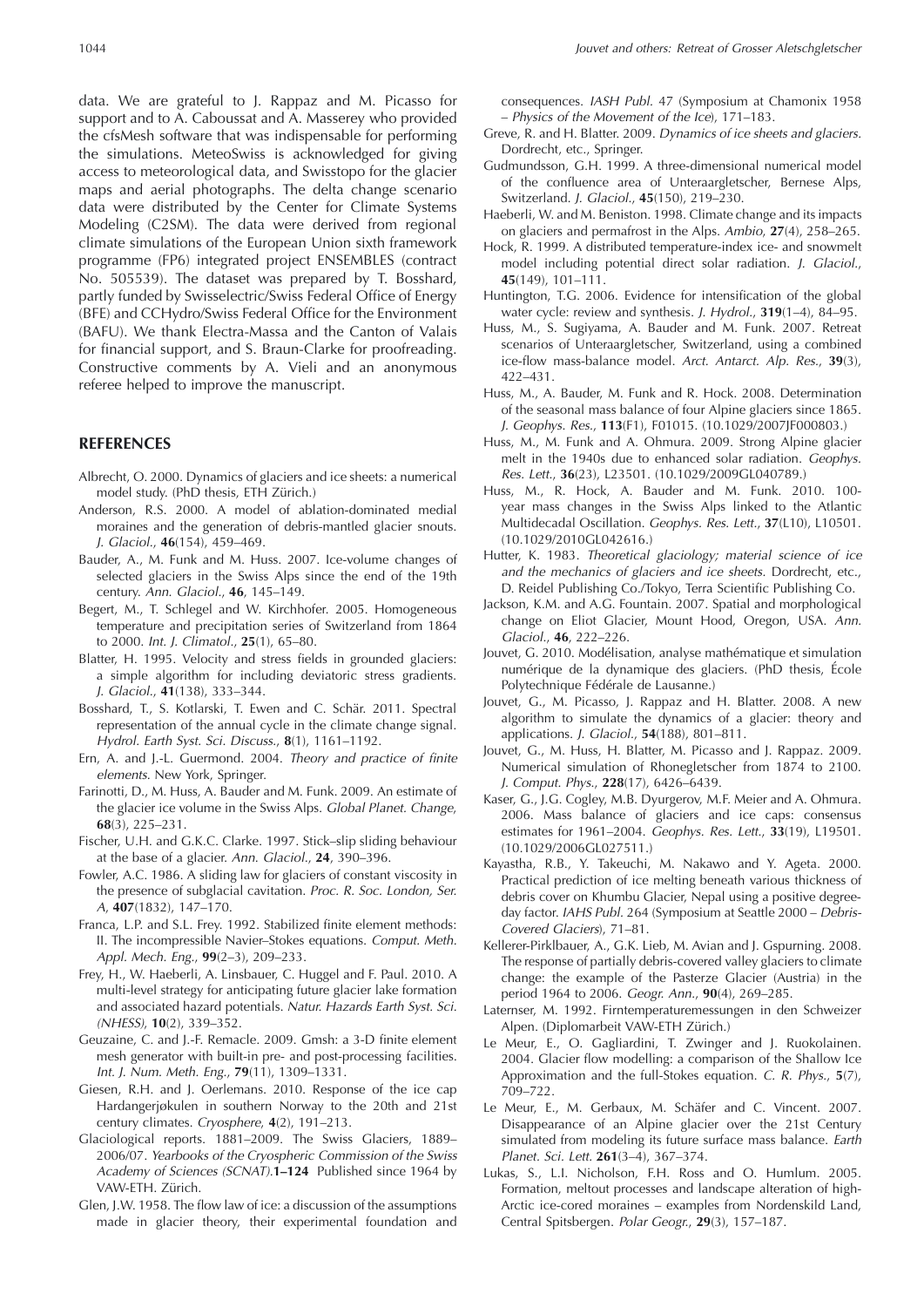data. We are grateful to J. Rappaz and M. Picasso for support and to A. Caboussat and A. Masserey who provided the cfsMesh software that was indispensable for performing the simulations. MeteoSwiss is acknowledged for giving access to meteorological data, and Swisstopo for the glacier maps and aerial photographs. The delta change scenario data were distributed by the Center for Climate Systems Modeling (C2SM). The data were derived from regional climate simulations of the European Union sixth framework programme (FP6) integrated project ENSEMBLES (contract No. 505539). The dataset was prepared by T. Bosshard, partly funded by Swisselectric/Swiss Federal Office of Energy (BFE) and CCHydro/Swiss Federal Office for the Environment (BAFU). We thank Electra-Massa and the Canton of Valais for financial support, and S. Braun-Clarke for proofreading. Constructive comments by A. Vieli and an anonymous referee helped to improve the manuscript.

## REFERENCES

Albrecht, O. 2000. Dynamics of glaciers and ice sheets: a numerical model study. (PhD thesis, ETH Zürich.)

Anderson, R.S. 2000. A model of ablation-dominated medial moraines and the generation of debris-mantled glacier snouts. *J. Glaciol.*, **46**(154), 459–469.

Bauder, A., M. Funk and M. Huss. 2007. Ice-volume changes of selected glaciers in the Swiss Alps since the end of the 19th century. *Ann. Glaciol.*, **46**, 145–149.

Begert, M., T. Schlegel and W. Kirchhofer. 2005. Homogeneous temperature and precipitation series of Switzerland from 1864 to 2000. *Int. J. Climatol.*, **25**(1), 65–80.

Blatter, H. 1995. Velocity and stress fields in grounded glaciers: a simple algorithm for including deviatoric stress gradients. *J. Glaciol.*, **41**(138), 333–344.

Bosshard, T., S. Kotlarski, T. Ewen and C. Schär. 2011. Spectral representation of the annual cycle in the climate change signal. *Hydrol. Earth Syst. Sci. Discuss.*, **8**(1), 1161–1192.

Ern, A. and J.-L. Guermond. 2004. *Theory and practice of finite elements.* New York, Springer.

Farinotti, D., M. Huss, A. Bauder and M. Funk. 2009. An estimate of the glacier ice volume in the Swiss Alps. *Global Planet. Change*, **68**(3), 225–231.

Fischer, U.H. and G.K.C. Clarke. 1997. Stick–slip sliding behaviour at the base of a glacier. *Ann. Glaciol.*, **24**, 390–396.

Fowler, A.C. 1986. A sliding law for glaciers of constant viscosity in the presence of subglacial cavitation. *Proc. R. Soc. London, Ser. A*, **407**(1832), 147–170.

Franca, L.P. and S.L. Frey. 1992. Stabilized finite element methods: II. The incompressible Navier–Stokes equations. *Comput. Meth. Appl. Mech. Eng.*, **99**(2–3), 209–233.

Frey, H., W. Haeberli, A. Linsbauer, C. Huggel and F. Paul. 2010. A multi-level strategy for anticipating future glacier lake formation and associated hazard potentials. *Natur. Hazards Earth Syst. Sci. (NHESS)*, **10**(2), 339–352.

Geuzaine, C. and J.-F. Remacle. 2009. Gmsh: a 3-D finite element mesh generator with built-in pre- and post-processing facilities. *Int. J. Num. Meth. Eng.*, **79**(11), 1309–1331.

Giesen, R.H. and J. Oerlemans. 2010. Response of the ice cap Hardangerjøkulen in southern Norway to the 20th and 21st century climates. *Cryosphere*, **4**(2), 191–213.

Glaciological reports. 1881–2009. The Swiss Glaciers, 1889–2006/07. *Yearbooks of the Cryospheric Commission of the Swiss Academy of Sciences (SCNAT).***1–124** Published since 1964 by VAW-ETH. Zürich.

Glen, J.W. 1958. The flow law of ice: a discussion of the assumptions made in glacier theory, their experimental foundation and consequences. *IASH Publ.* 47 (Symposium at Chamonix 1958 – *Physics of the Movement of the Ice*), 171–183.

Greve, R. and H. Blatter. 2009. *Dynamics of ice sheets and glaciers.* Dordrecht, etc., Springer.

Gudmundsson, G.H. 1999. A three-dimensional numerical model of the confluence area of Unteraargletscher, Bernese Alps, Switzerland. *J. Glaciol.*, **45**(150), 219–230.

Haeberli, W. and M. Beniston. 1998. Climate change and its impacts on glaciers and permafrost in the Alps. *Ambio*, **27**(4), 258–265.

Hock, R. 1999. A distributed temperature-index ice- and snowmelt model including potential direct solar radiation. *J. Glaciol.*, **45**(149), 101–111.

Huntington, T.G. 2006. Evidence for intensification of the global water cycle: review and synthesis. *J. Hydrol.*, **319**(1–4), 84–95.

Huss, M., S. Sugiyama, A. Bauder and M. Funk. 2007. Retreat scenarios of Unteraargletscher, Switzerland, using a combined ice-flow mass-balance model. *Arct. Antarct. Alp. Res.*, **39**(3), 422–431.

Huss, M., A. Bauder, M. Funk and R. Hock. 2008. Determination of the seasonal mass balance of four Alpine glaciers since 1865. *J. Geophys. Res.*, **113**(F1), F01015. (10.1029/2007JF000803.)

Huss, M., M. Funk and A. Ohmura. 2009. Strong Alpine glacier melt in the 1940s due to enhanced solar radiation. *Geophys. Res. Lett.*, **36**(23), L23501. (10.1029/2009GL040789.)

Huss, M., R. Hock, A. Bauder and M. Funk. 2010. 100-year mass changes in the Swiss Alps linked to the Atlantic Multidecadal Oscillation. *Geophys. Res. Lett.*, **37**(L10), L10501. (10.1029/2010GL042616.)

Hutter, K. 1983. *Theoretical glaciology; material science of ice and the mechanics of glaciers and ice sheets.* Dordrecht, etc., D. Reidel Publishing Co./Tokyo, Terra Scientific Publishing Co.

Jackson, K.M. and A.G. Fountain. 2007. Spatial and morphological change on Eliot Glacier, Mount Hood, Oregon, USA. *Ann. Glaciol.*, **46**, 222–226.

Jouvet, G. 2010. Modélisation, analyse mathématique et simulation numérique de la dynamique des glaciers. (PhD thesis, École Polytechnique Fédérale de Lausanne.)

Jouvet, G., M. Picasso, J. Rappaz and H. Blatter. 2008. A new algorithm to simulate the dynamics of a glacier: theory and applications. *J. Glaciol.*, **54**(188), 801–811.

Jouvet, G., M. Huss, H. Blatter, M. Picasso and J. Rappaz. 2009. Numerical simulation of Rhonegletscher from 1874 to 2100. *J. Comput. Phys.*, **228**(17), 6426–6439.

Kaser, G., J.G. Cogley, M.B. Dyurgerov, M.F. Meier and A. Ohmura. 2006. Mass balance of glaciers and ice caps: consensus estimates for 1961–2004. *Geophys. Res. Lett.*, **33**(19), L19501. (10.1029/2006GL027511.)

Kayastha, R.B., Y. Takeuchi, M. Nakawo and Y. Ageta. 2000. Practical prediction of ice melting beneath various thickness of debris cover on Khumbu Glacier, Nepal using a positive degree-day factor. *IAHS Publ.* 264 (Symposium at Seattle 2000 – *Debris-Covered Glaciers*), 71–81.

Kellerer-Pirklbauer, A., G.K. Lieb, M. Avian and J. Gspurning. 2008. The response of partially debris-covered valley glaciers to climate change: the example of the Pasterze Glacier (Austria) in the period 1964 to 2006. *Geogr. Ann.*, **90**(4), 269–285.

Laternser, M. 1992. Firntemperaturemessungen in den Schweizer Alpen. (Diplomarbeit VAW-ETH Zürich.)

Le Meur, E., O. Gagliardini, T. Zwinger and J. Ruokolainen. 2004. Glacier flow modelling: a comparison of the Shallow Ice Approximation and the full-Stokes equation. *C. R. Phys.*, **5**(7), 709–722.

Le Meur, E., M. Gerbaux, M. Schäfer and C. Vincent. 2007. Disappearance of an Alpine glacier over the 21st Century simulated from modeling its future surface mass balance. *Earth Planet. Sci. Lett.* **261**(3–4), 367–374.

Lukas, S., L.I. Nicholson, F.H. Ross and O. Humlum. 2005. Formation, meltout processes and landscape alteration of high-Arctic ice-cored moraines – examples from Nordenskild Land, Central Spitsbergen. *Polar Geogr.*, **29**(3), 157–187.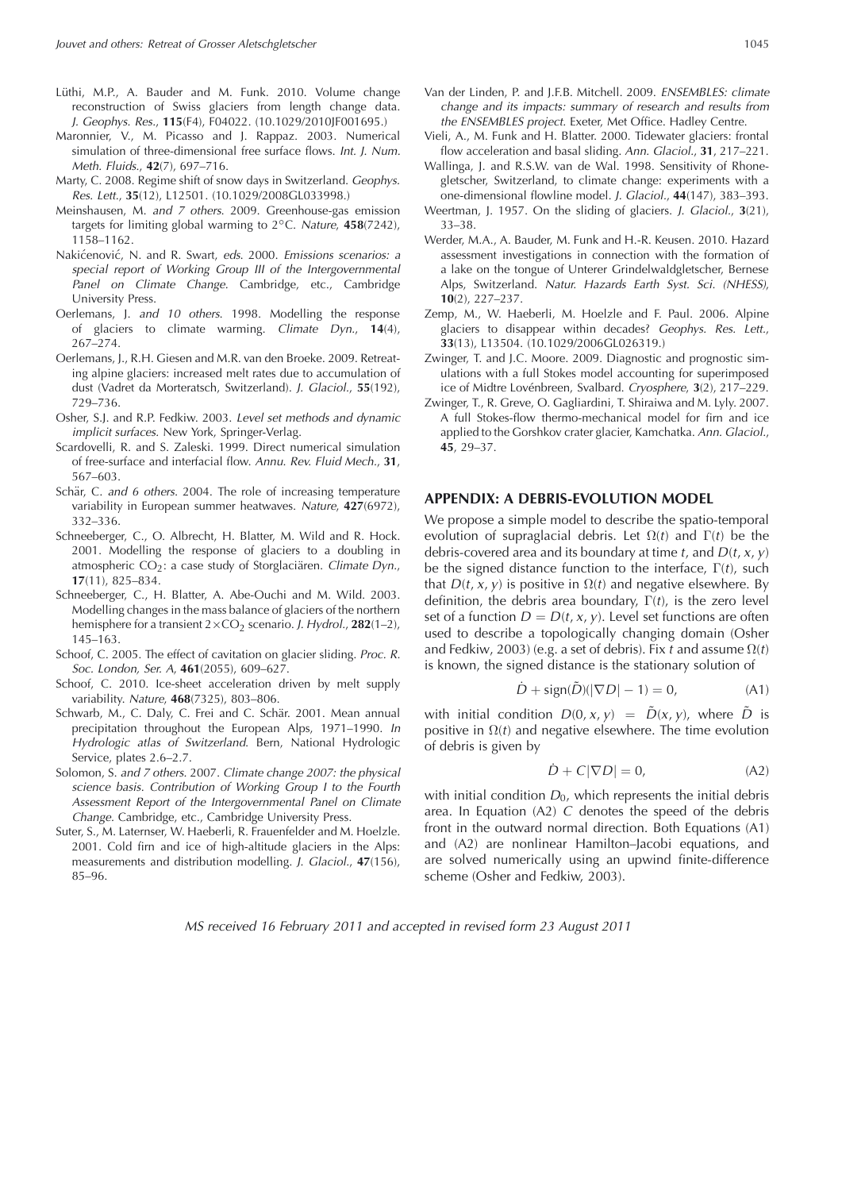Lüthi, M.P., A. Bauder and M. Funk. 2010. Volume change reconstruction of Swiss glaciers from length change data. *J. Geophys. Res.*, **115**(F4), F04022. (10.1029/2010JF001695.)

Maronnier, V., M. Picasso and J. Rappaz. 2003. Numerical simulation of three-dimensional free surface flows. *Int. J. Num. Meth. Fluids.*, **42**(7), 697–716.

Marty, C. 2008. Regime shift of snow days in Switzerland. *Geophys. Res. Lett.*, **35**(12), L12501. (10.1029/2008GL033998.)

Meinshausen, M. *and 7 others*. 2009. Greenhouse-gas emission targets for limiting global warming to 2°C. *Nature*, **458**(7242), 1158–1162.

Nakićenović, N. and R. Swart, *eds*. 2000. *Emissions scenarios: a special report of Working Group III of the Intergovernmental Panel on Climate Change*. Cambridge, etc., Cambridge University Press.

Oerlemans, J. *and 10 others*. 1998. Modelling the response of glaciers to climate warming. *Climate Dyn.*, **14**(4), 267–274.

Oerlemans, J., R.H. Giesen and M.R. van den Broeke. 2009. Retreating alpine glaciers: increased melt rates due to accumulation of dust (Vadret da Morteratsch, Switzerland). *J. Glaciol.*, **55**(192), 729–736.

Osher, S.J. and R.P. Fedkiw. 2003. *Level set methods and dynamic implicit surfaces*. New York, Springer-Verlag.

Scardovelli, R. and S. Zaleski. 1999. Direct numerical simulation of free-surface and interfacial flow. *Annu. Rev. Fluid Mech.*, **31**, 567–603.

Schär, C. *and 6 others*. 2004. The role of increasing temperature variability in European summer heatwaves. *Nature*, **427**(6972), 332–336.

Schneeberger, C., O. Albrecht, H. Blatter, M. Wild and R. Hock. 2001. Modelling the response of glaciers to a doubling in atmospheric $CO_2$: a case study of Storglaciären. *Climate Dyn.*, **17**(11), 825–834.

Schneeberger, C., H. Blatter, A. Abe-Ouchi and M. Wild. 2003. Modelling changes in the mass balance of glaciers of the northern hemisphere for a transient $2\times CO_2$ scenario. *J. Hydrol.*, **282**(1–2), 145–163.

Schoof, C. 2005. The effect of cavitation on glacier sliding. *Proc. R. Soc. London, Ser. A*, **461**(2055), 609–627.

Schoof, C. 2010. Ice-sheet acceleration driven by melt supply variability. *Nature*, **468**(7325), 803–806.

Schwarb, M., C. Daly, C. Frei and C. Schär. 2001. Mean annual precipitation throughout the European Alps, 1971–1990. *In Hydrologic atlas of Switzerland*. Bern, National Hydrologic Service, plates 2.6–2.7.

Solomon, S. *and 7 others*. 2007. *Climate change 2007: the physical science basis. Contribution of Working Group I to the Fourth Assessment Report of the Intergovernmental Panel on Climate Change*. Cambridge, etc., Cambridge University Press.

Suter, S., M. Laternser, W. Haeberli, R. Frauenfelder and M. Hoelzle. 2001. Cold firn and ice of high-altitude glaciers in the Alps: measurements and distribution modelling. *J. Glaciol.*, **47**(156), 85–96.

Van der Linden, P. and J.F.B. Mitchell. 2009. *ENSEMBLES: climate change and its impacts: summary of research and results from the ENSEMBLES project*. Exeter, Met Office. Hadley Centre.

Vieli, A., M. Funk and H. Blatter. 2000. Tidewater glaciers: frontal flow acceleration and basal sliding. *Ann. Glaciol.*, **31**, 217–221.

Wallinga, J. and R.S.W. van de Wal. 1998. Sensitivity of Rhonegletscher, Switzerland, to climate change: experiments with a one-dimensional flowline model. *J. Glaciol.*, **44**(147), 383–393.

Weertman, J. 1957. On the sliding of glaciers. *J. Glaciol.*, **3**(21), 33–38.

Werder, M.A., A. Bauder, M. Funk and H.-R. Keusen. 2010. Hazard assessment investigations in connection with the formation of a lake on the tongue of Unterer Grindelwaldgletscher, Bernese Alps, Switzerland. *Natur. Hazards Earth Syst. Sci. (NHESS)*, **10**(2), 227–237.

Zemp, M., W. Haeberli, M. Hoelzle and F. Paul. 2006. Alpine glaciers to disappear within decades? *Geophys. Res. Lett.*, **33**(13), L13504. (10.1029/2006GL026319.)

Zwinger, T. and J.C. Moore. 2009. Diagnostic and prognostic simulations with a full Stokes model accounting for superimposed ice of Midtre Lovénbreen, Svalbard. *Cryosphere*, **3**(2), 217–229.

Zwinger, T., R. Greve, O. Gagliardini, T. Shiraiwa and M. Lyly. 2007. A full Stokes-flow thermo-mechanical model for firn and ice applied to the Gorshkov crater glacier, Kamchatka. *Ann. Glaciol.*, **45**, 29–37.

## APPENDIX: A DEBRIS-EVOLUTION MODEL

We propose a simple model to describe the spatio-temporal evolution of supraglacial debris. Let $\Omega(t)$ and $\Gamma(t)$ be the debris-covered area and its boundary at time $t$, and $D(t, x, y)$ be the signed distance function to the interface, $\Gamma(t)$, such that $D(t, x, y)$ is positive in $\Omega(t)$ and negative elsewhere. By definition, the debris area boundary, $\Gamma(t)$, is the zero level set of a function $D = D(t, x, y)$. Level set functions are often used to describe a topologically changing domain (Osher and Fedkiw, 2003) (e.g. a set of debris). Fix $t$ and assume $\Omega(t)$ is known, the signed distance is the stationary solution of

$$\dot{D} + \text{sign}(\tilde{D})(|\nabla D| - 1) = 0, \tag{A1}$$

with initial condition $D(0, x, y) = \tilde{D}(x, y)$, where $\tilde{D}$ is positive in $\Omega(t)$ and negative elsewhere. The time evolution of debris is given by

$$\dot{D} + C|\nabla D| = 0, \tag{A2}$$

with initial condition $D_0$, which represents the initial debris area. In Equation (A2) $C$ denotes the speed of the debris front in the outward normal direction. Both Equations (A1) and (A2) are nonlinear Hamilton–Jacobi equations, and are solved numerically using an upwind finite-difference scheme (Osher and Fedkiw, 2003).

*MS received 16 February 2011 and accepted in revised form 23 August 2011*